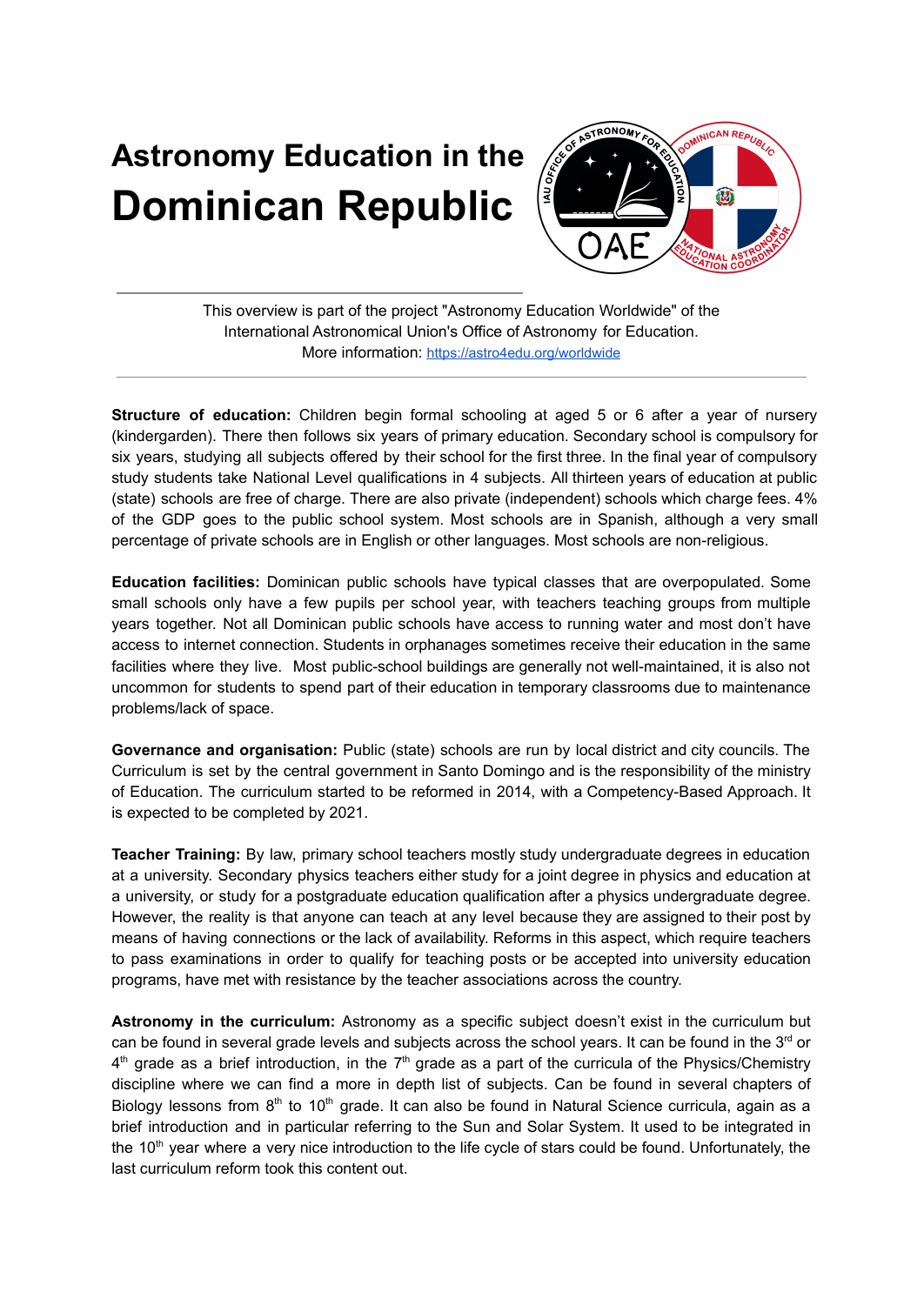# Astronomy Education in the Dominican Republic

This overview is part of the project "Astronomy Education Worldwide" of the International Astronomical Union's Office of Astronomy for Education.
More information: https://astro4edu.org/worldwide

**Structure of education:** Children begin formal schooling at aged 5 or 6 after a year of nursery (kindergarden). There then follows six years of primary education. Secondary school is compulsory for six years, studying all subjects offered by their school for the first three. In the final year of compulsory study students take National Level qualifications in 4 subjects. All thirteen years of education at public (state) schools are free of charge. There are also private (independent) schools which charge fees. 4% of the GDP goes to the public school system. Most schools are in Spanish, although a very small percentage of private schools are in English or other languages. Most schools are non-religious.

**Education facilities:** Dominican public schools have typical classes that are overpopulated. Some small schools only have a few pupils per school year, with teachers teaching groups from multiple years together. Not all Dominican public schools have access to running water and most don't have access to internet connection. Students in orphanages sometimes receive their education in the same facilities where they live. Most public-school buildings are generally not well-maintained, it is also not uncommon for students to spend part of their education in temporary classrooms due to maintenance problems/lack of space.

**Governance and organisation:** Public (state) schools are run by local district and city councils. The Curriculum is set by the central government in Santo Domingo and is the responsibility of the ministry of Education. The curriculum started to be reformed in 2014, with a Competency-Based Approach. It is expected to be completed by 2021.

**Teacher Training:** By law, primary school teachers mostly study undergraduate degrees in education at a university. Secondary physics teachers either study for a joint degree in physics and education at a university, or study for a postgraduate education qualification after a physics undergraduate degree. However, the reality is that anyone can teach at any level because they are assigned to their post by means of having connections or the lack of availability. Reforms in this aspect, which require teachers to pass examinations in order to qualify for teaching posts or be accepted into university education programs, have met with resistance by the teacher associations across the country.

**Astronomy in the curriculum:** Astronomy as a specific subject doesn't exist in the curriculum but can be found in several grade levels and subjects across the school years. It can be found in the 3rd or 4th grade as a brief introduction, in the 7th grade as a part of the curricula of the Physics/Chemistry discipline where we can find a more in depth list of subjects. Can be found in several chapters of Biology lessons from 8th to 10th grade. It can also be found in Natural Science curricula, again as a brief introduction and in particular referring to the Sun and Solar System. It used to be integrated in the 10th year where a very nice introduction to the life cycle of stars could be found. Unfortunately, the last curriculum reform took this content out.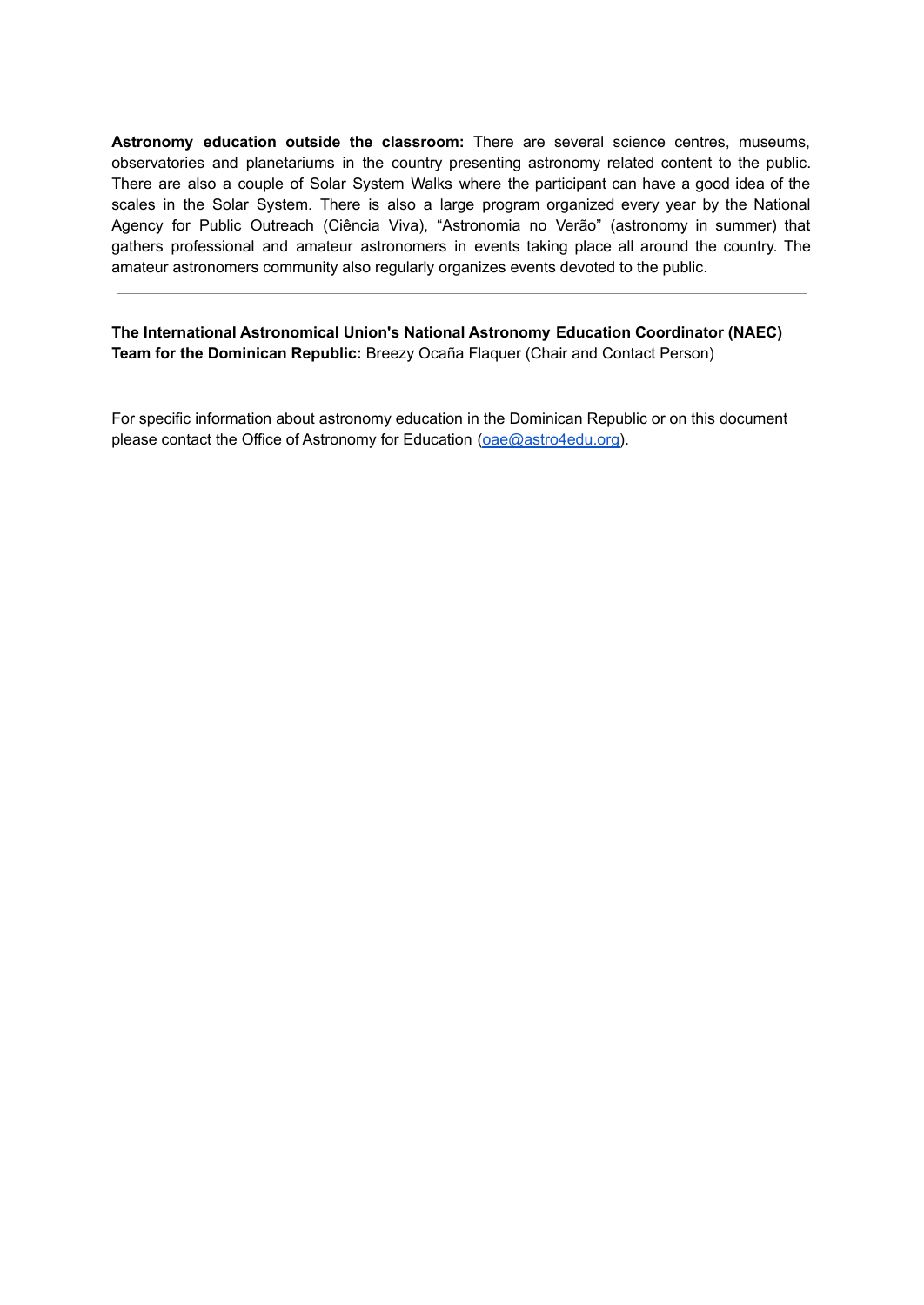**Astronomy education outside the classroom:** There are several science centres, museums, observatories and planetariums in the country presenting astronomy related content to the public. There are also a couple of Solar System Walks where the participant can have a good idea of the scales in the Solar System. There is also a large program organized every year by the National Agency for Public Outreach (Ciência Viva), "Astronomia no Verão" (astronomy in summer) that gathers professional and amateur astronomers in events taking place all around the country. The amateur astronomers community also regularly organizes events devoted to the public.

---

**The International Astronomical Union's National Astronomy Education Coordinator (NAEC) Team for the Dominican Republic:** Breezy Ocaña Flaquer (Chair and Contact Person)

For specific information about astronomy education in the Dominican Republic or on this document please contact the Office of Astronomy for Education (oae@astro4edu.org).